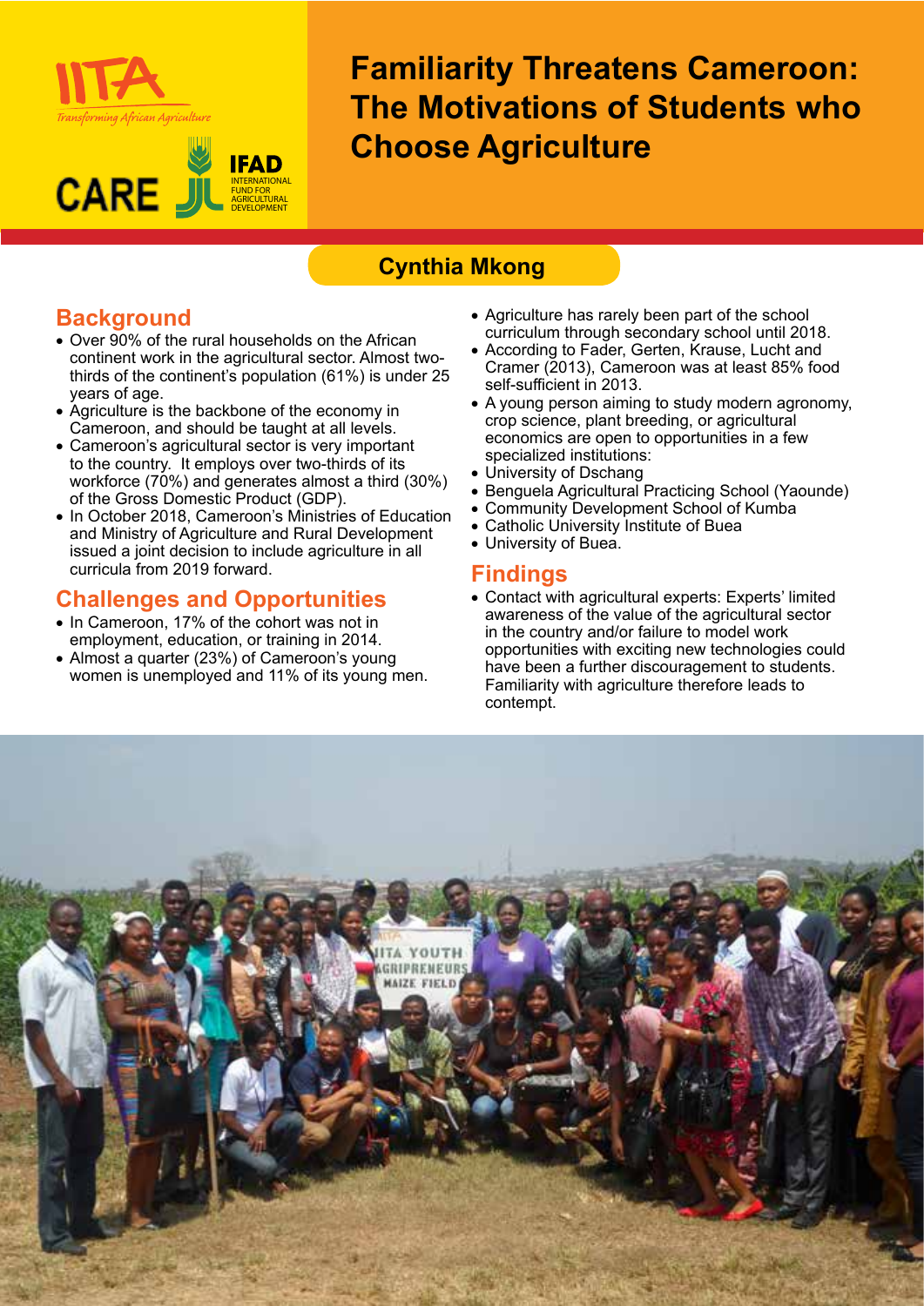# Familiarity Threatens Cameroon: The Motivations of Students who Choose Agriculture

**Cynthia Mkong**

## Background

- Over 90% of the rural households on the African continent work in the agricultural sector. Almost two-thirds of the continent's population (61%) is under 25 years of age.
- Agriculture is the backbone of the economy in Cameroon, and should be taught at all levels.
- Cameroon's agricultural sector is very important to the country. It employs over two-thirds of its workforce (70%) and generates almost a third (30%) of the Gross Domestic Product (GDP).
- In October 2018, Cameroon's Ministries of Education and Ministry of Agriculture and Rural Development issued a joint decision to include agriculture in all curricula from 2019 forward.

## Challenges and Opportunities

- In Cameroon, 17% of the cohort was not in employment, education, or training in 2014.
- Almost a quarter (23%) of Cameroon's young women is unemployed and 11% of its young men.
- Agriculture has rarely been part of the school curriculum through secondary school until 2018.
- According to Fader, Gerten, Krause, Lucht and Cramer (2013), Cameroon was at least 85% food self-sufficient in 2013.
- A young person aiming to study modern agronomy, crop science, plant breeding, or agricultural economics are open to opportunities in a few specialized institutions:
- University of Dschang
- Benguela Agricultural Practicing School (Yaounde)
- Community Development School of Kumba
- Catholic University Institute of Buea
- University of Buea.

## Findings

- Contact with agricultural experts: Experts' limited awareness of the value of the agricultural sector in the country and/or failure to model work opportunities with exciting new technologies could have been a further discouragement to students. Familiarity with agriculture therefore leads to contempt.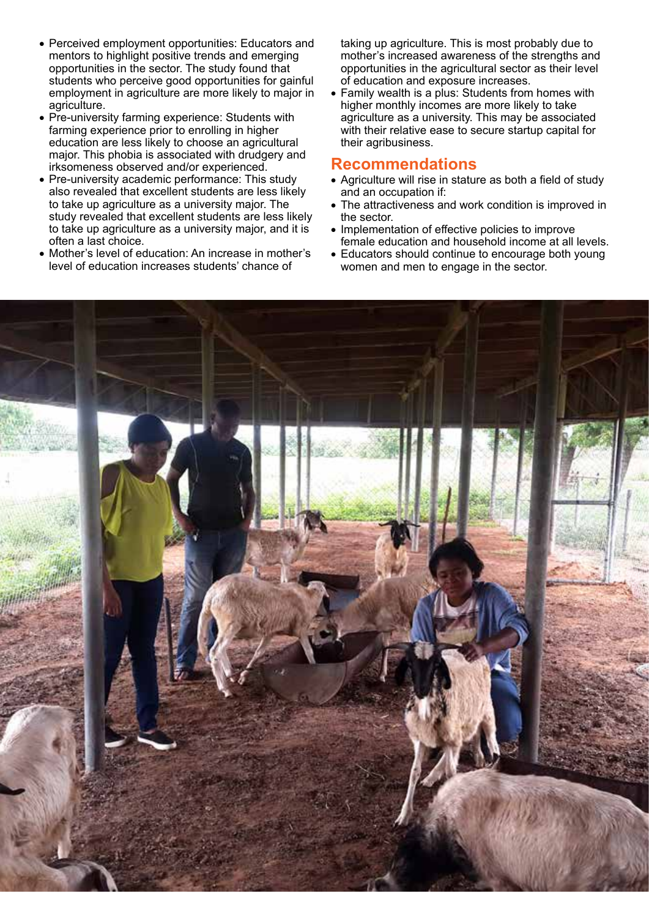- Perceived employment opportunities: Educators and mentors to highlight positive trends and emerging opportunities in the sector. The study found that students who perceive good opportunities for gainful employment in agriculture are more likely to major in agriculture.
- Pre-university farming experience: Students with farming experience prior to enrolling in higher education are less likely to choose an agricultural major. This phobia is associated with drudgery and irksomeness observed and/or experienced.
- Pre-university academic performance: This study also revealed that excellent students are less likely to take up agriculture as a university major. The study revealed that excellent students are less likely to take up agriculture as a university major, and it is often a last choice.
- Mother's level of education: An increase in mother's level of education increases students' chance of taking up agriculture. This is most probably due to mother's increased awareness of the strengths and opportunities in the agricultural sector as their level of education and exposure increases.
- Family wealth is a plus: Students from homes with higher monthly incomes are more likely to take agriculture as a university. This may be associated with their relative ease to secure startup capital for their agribusiness.

## Recommendations

- Agriculture will rise in stature as both a field of study and an occupation if:
- The attractiveness and work condition is improved in the sector.
- Implementation of effective policies to improve female education and household income at all levels.
- Educators should continue to encourage both young women and men to engage in the sector.